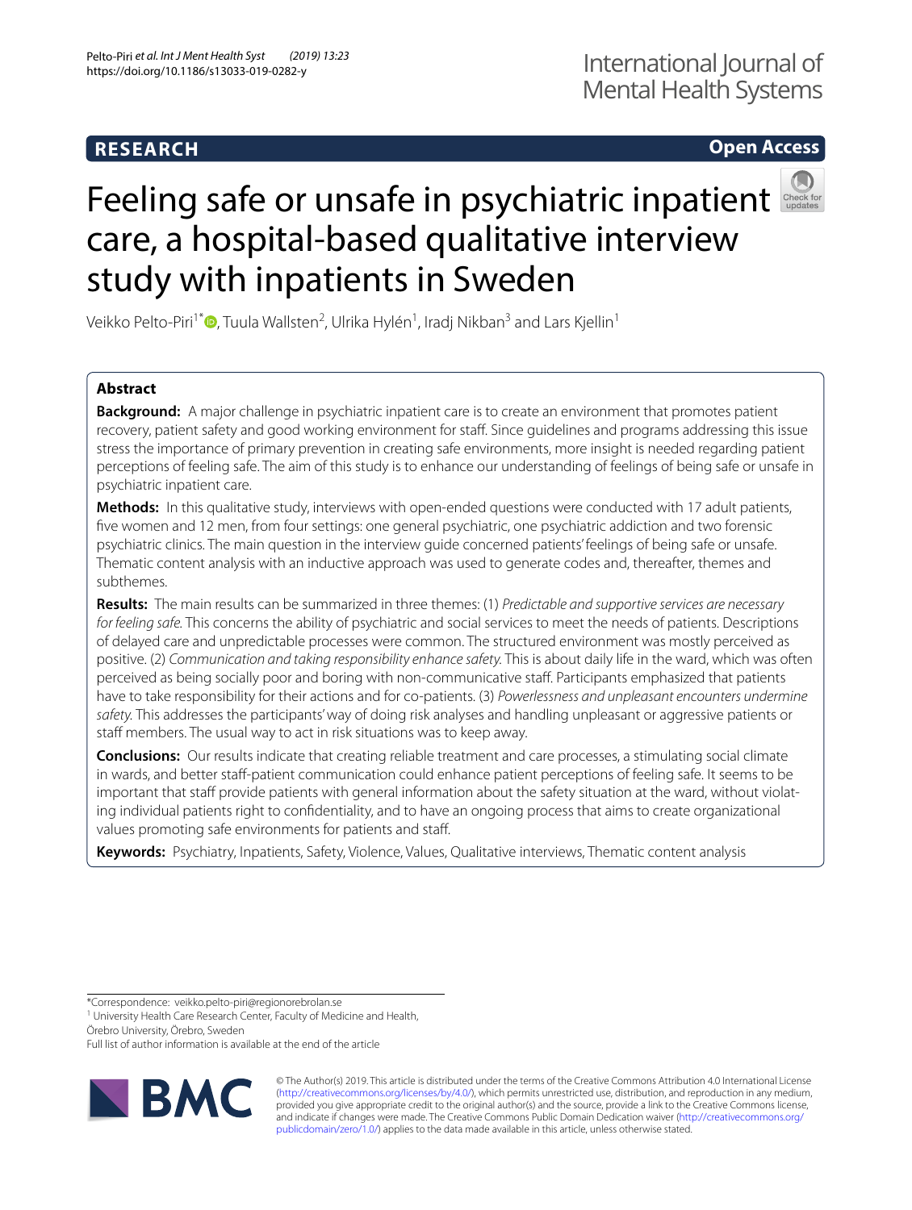**RESEARCH** **Open Access**

# Feeling safe or unsafe in psychiatric inpatient care, a hospital-based qualitative interview study with inpatients in Sweden

Veikko Pelto-Piri[1*], Tuula Wallsten[2], Ulrika Hylén[1], Iradj Nikban[3] and Lars Kjellin[1]

## Abstract

**Background:** A major challenge in psychiatric inpatient care is to create an environment that promotes patient recovery, patient safety and good working environment for staff. Since guidelines and programs addressing this issue stress the importance of primary prevention in creating safe environments, more insight is needed regarding patient perceptions of feeling safe. The aim of this study is to enhance our understanding of feelings of being safe or unsafe in psychiatric inpatient care.

**Methods:** In this qualitative study, interviews with open-ended questions were conducted with 17 adult patients, five women and 12 men, from four settings: one general psychiatric, one psychiatric addiction and two forensic psychiatric clinics. The main question in the interview guide concerned patients' feelings of being safe or unsafe. Thematic content analysis with an inductive approach was used to generate codes and, thereafter, themes and subthemes.

**Results:** The main results can be summarized in three themes: (1) *Predictable and supportive services are necessary for feeling safe.* This concerns the ability of psychiatric and social services to meet the needs of patients. Descriptions of delayed care and unpredictable processes were common. The structured environment was mostly perceived as positive. (2) *Communication and taking responsibility enhance safety.* This is about daily life in the ward, which was often perceived as being socially poor and boring with non-communicative staff. Participants emphasized that patients have to take responsibility for their actions and for co-patients. (3) *Powerlessness and unpleasant encounters undermine safety.* This addresses the participants' way of doing risk analyses and handling unpleasant or aggressive patients or staff members. The usual way to act in risk situations was to keep away.

**Conclusions:** Our results indicate that creating reliable treatment and care processes, a stimulating social climate in wards, and better staff-patient communication could enhance patient perceptions of feeling safe. It seems to be important that staff provide patients with general information about the safety situation at the ward, without violating individual patients right to confidentiality, and to have an ongoing process that aims to create organizational values promoting safe environments for patients and staff.

**Keywords:** Psychiatry, Inpatients, Safety, Violence, Values, Qualitative interviews, Thematic content analysis

*Correspondence: veikko.pelto-piri@regionorebrolan.se
[1] University Health Care Research Center, Faculty of Medicine and Health, Örebro University, Örebro, Sweden
Full list of author information is available at the end of the article

© The Author(s) 2019. This article is distributed under the terms of the Creative Commons Attribution 4.0 International License (http://creativecommons.org/licenses/by/4.0/), which permits unrestricted use, distribution, and reproduction in any medium, provided you give appropriate credit to the original author(s) and the source, provide a link to the Creative Commons license, and indicate if changes were made. The Creative Commons Public Domain Dedication waiver (http://creativecommons.org/publicdomain/zero/1.0/) applies to the data made available in this article, unless otherwise stated.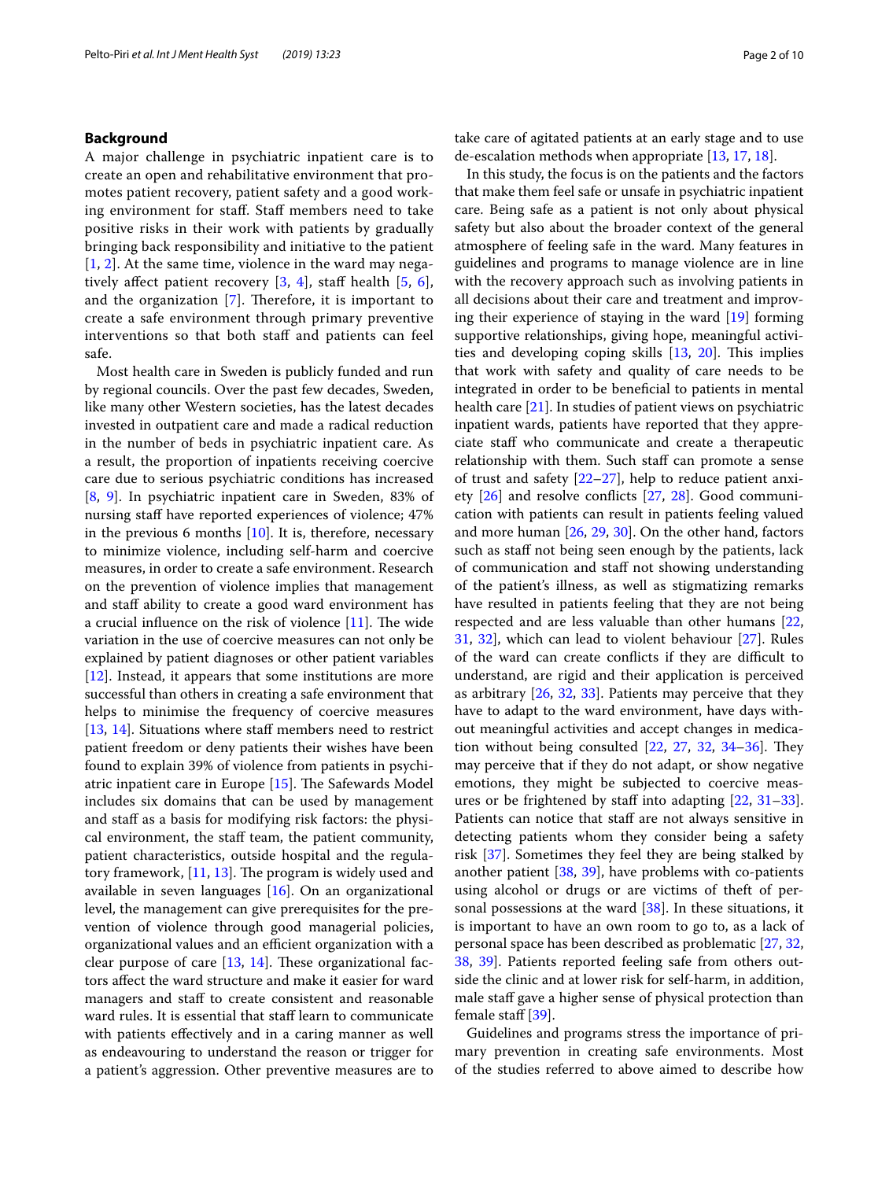## Background

A major challenge in psychiatric inpatient care is to create an open and rehabilitative environment that promotes patient recovery, patient safety and a good working environment for staff. Staff members need to take positive risks in their work with patients by gradually bringing back responsibility and initiative to the patient [1, 2]. At the same time, violence in the ward may negatively affect patient recovery [3, 4], staff health [5, 6], and the organization [7]. Therefore, it is important to create a safe environment through primary preventive interventions so that both staff and patients can feel safe.

Most health care in Sweden is publicly funded and run by regional councils. Over the past few decades, Sweden, like many other Western societies, has the latest decades invested in outpatient care and made a radical reduction in the number of beds in psychiatric inpatient care. As a result, the proportion of inpatients receiving coercive care due to serious psychiatric conditions has increased [8, 9]. In psychiatric inpatient care in Sweden, 83% of nursing staff have reported experiences of violence; 47% in the previous 6 months [10]. It is, therefore, necessary to minimize violence, including self-harm and coercive measures, in order to create a safe environment. Research on the prevention of violence implies that management and staff ability to create a good ward environment has a crucial influence on the risk of violence [11]. The wide variation in the use of coercive measures can not only be explained by patient diagnoses or other patient variables [12]. Instead, it appears that some institutions are more successful than others in creating a safe environment that helps to minimise the frequency of coercive measures [13, 14]. Situations where staff members need to restrict patient freedom or deny patients their wishes have been found to explain 39% of violence from patients in psychiatric inpatient care in Europe [15]. The Safewards Model includes six domains that can be used by management and staff as a basis for modifying risk factors: the physical environment, the staff team, the patient community, patient characteristics, outside hospital and the regulatory framework, [11, 13]. The program is widely used and available in seven languages [16]. On an organizational level, the management can give prerequisites for the prevention of violence through good managerial policies, organizational values and an efficient organization with a clear purpose of care [13, 14]. These organizational factors affect the ward structure and make it easier for ward managers and staff to create consistent and reasonable ward rules. It is essential that staff learn to communicate with patients effectively and in a caring manner as well as endeavouring to understand the reason or trigger for a patient's aggression. Other preventive measures are to take care of agitated patients at an early stage and to use de-escalation methods when appropriate [13, 17, 18].

In this study, the focus is on the patients and the factors that make them feel safe or unsafe in psychiatric inpatient care. Being safe as a patient is not only about physical safety but also about the broader context of the general atmosphere of feeling safe in the ward. Many features in guidelines and programs to manage violence are in line with the recovery approach such as involving patients in all decisions about their care and treatment and improving their experience of staying in the ward [19] forming supportive relationships, giving hope, meaningful activities and developing coping skills [13, 20]. This implies that work with safety and quality of care needs to be integrated in order to be beneficial to patients in mental health care [21]. In studies of patient views on psychiatric inpatient wards, patients have reported that they appreciate staff who communicate and create a therapeutic relationship with them. Such staff can promote a sense of trust and safety [22–27], help to reduce patient anxiety [26] and resolve conflicts [27, 28]. Good communication with patients can result in patients feeling valued and more human [26, 29, 30]. On the other hand, factors such as staff not being seen enough by the patients, lack of communication and staff not showing understanding of the patient's illness, as well as stigmatizing remarks have resulted in patients feeling that they are not being respected and are less valuable than other humans [22, 31, 32], which can lead to violent behaviour [27]. Rules of the ward can create conflicts if they are difficult to understand, are rigid and their application is perceived as arbitrary [26, 32, 33]. Patients may perceive that they have to adapt to the ward environment, have days without meaningful activities and accept changes in medication without being consulted [22, 27, 32, 34–36]. They may perceive that if they do not adapt, or show negative emotions, they might be subjected to coercive measures or be frightened by staff into adapting [22, 31–33]. Patients can notice that staff are not always sensitive in detecting patients whom they consider being a safety risk [37]. Sometimes they feel they are being stalked by another patient [38, 39], have problems with co-patients using alcohol or drugs or are victims of theft of personal possessions at the ward [38]. In these situations, it is important to have an own room to go to, as a lack of personal space has been described as problematic [27, 32, 38, 39]. Patients reported feeling safe from others outside the clinic and at lower risk for self-harm, in addition, male staff gave a higher sense of physical protection than female staff [39].

Guidelines and programs stress the importance of primary prevention in creating safe environments. Most of the studies referred to above aimed to describe how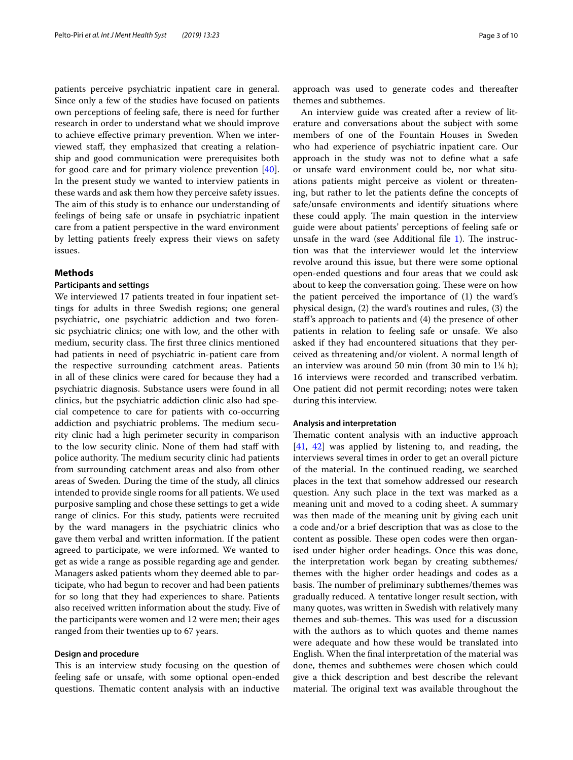patients perceive psychiatric inpatient care in general. Since only a few of the studies have focused on patients own perceptions of feeling safe, there is need for further research in order to understand what we should improve to achieve effective primary prevention. When we interviewed staff, they emphasized that creating a relationship and good communication were prerequisites both for good care and for primary violence prevention [40]. In the present study we wanted to interview patients in these wards and ask them how they perceive safety issues. The aim of this study is to enhance our understanding of feelings of being safe or unsafe in psychiatric inpatient care from a patient perspective in the ward environment by letting patients freely express their views on safety issues.

## Methods

### Participants and settings

We interviewed 17 patients treated in four inpatient settings for adults in three Swedish regions; one general psychiatric, one psychiatric addiction and two forensic psychiatric clinics; one with low, and the other with medium, security class. The first three clinics mentioned had patients in need of psychiatric in-patient care from the respective surrounding catchment areas. Patients in all of these clinics were cared for because they had a psychiatric diagnosis. Substance users were found in all clinics, but the psychiatric addiction clinic also had special competence to care for patients with co-occurring addiction and psychiatric problems. The medium security clinic had a high perimeter security in comparison to the low security clinic. None of them had staff with police authority. The medium security clinic had patients from surrounding catchment areas and also from other areas of Sweden. During the time of the study, all clinics intended to provide single rooms for all patients. We used purposive sampling and chose these settings to get a wide range of clinics. For this study, patients were recruited by the ward managers in the psychiatric clinics who gave them verbal and written information. If the patient agreed to participate, we were informed. We wanted to get as wide a range as possible regarding age and gender. Managers asked patients whom they deemed able to participate, who had begun to recover and had been patients for so long that they had experiences to share. Patients also received written information about the study. Five of the participants were women and 12 were men; their ages ranged from their twenties up to 67 years.

### Design and procedure

This is an interview study focusing on the question of feeling safe or unsafe, with some optional open-ended questions. Thematic content analysis with an inductive approach was used to generate codes and thereafter themes and subthemes.

An interview guide was created after a review of literature and conversations about the subject with some members of one of the Fountain Houses in Sweden who had experience of psychiatric inpatient care. Our approach in the study was not to define what a safe or unsafe ward environment could be, nor what situations patients might perceive as violent or threatening, but rather to let the patients define the concepts of safe/unsafe environments and identify situations where these could apply. The main question in the interview guide were about patients' perceptions of feeling safe or unsafe in the ward (see Additional file 1). The instruction was that the interviewer would let the interview revolve around this issue, but there were some optional open-ended questions and four areas that we could ask about to keep the conversation going. These were on how the patient perceived the importance of (1) the ward's physical design, (2) the ward's routines and rules, (3) the staff's approach to patients and (4) the presence of other patients in relation to feeling safe or unsafe. We also asked if they had encountered situations that they perceived as threatening and/or violent. A normal length of an interview was around 50 min (from 30 min to 1¼ h); 16 interviews were recorded and transcribed verbatim. One patient did not permit recording; notes were taken during this interview.

### Analysis and interpretation

Thematic content analysis with an inductive approach [41, 42] was applied by listening to, and reading, the interviews several times in order to get an overall picture of the material. In the continued reading, we searched places in the text that somehow addressed our research question. Any such place in the text was marked as a meaning unit and moved to a coding sheet. A summary was then made of the meaning unit by giving each unit a code and/or a brief description that was as close to the content as possible. These open codes were then organised under higher order headings. Once this was done, the interpretation work began by creating subthemes/themes with the higher order headings and codes as a basis. The number of preliminary subthemes/themes was gradually reduced. A tentative longer result section, with many quotes, was written in Swedish with relatively many themes and sub-themes. This was used for a discussion with the authors as to which quotes and theme names were adequate and how these would be translated into English. When the final interpretation of the material was done, themes and subthemes were chosen which could give a thick description and best describe the relevant material. The original text was available throughout the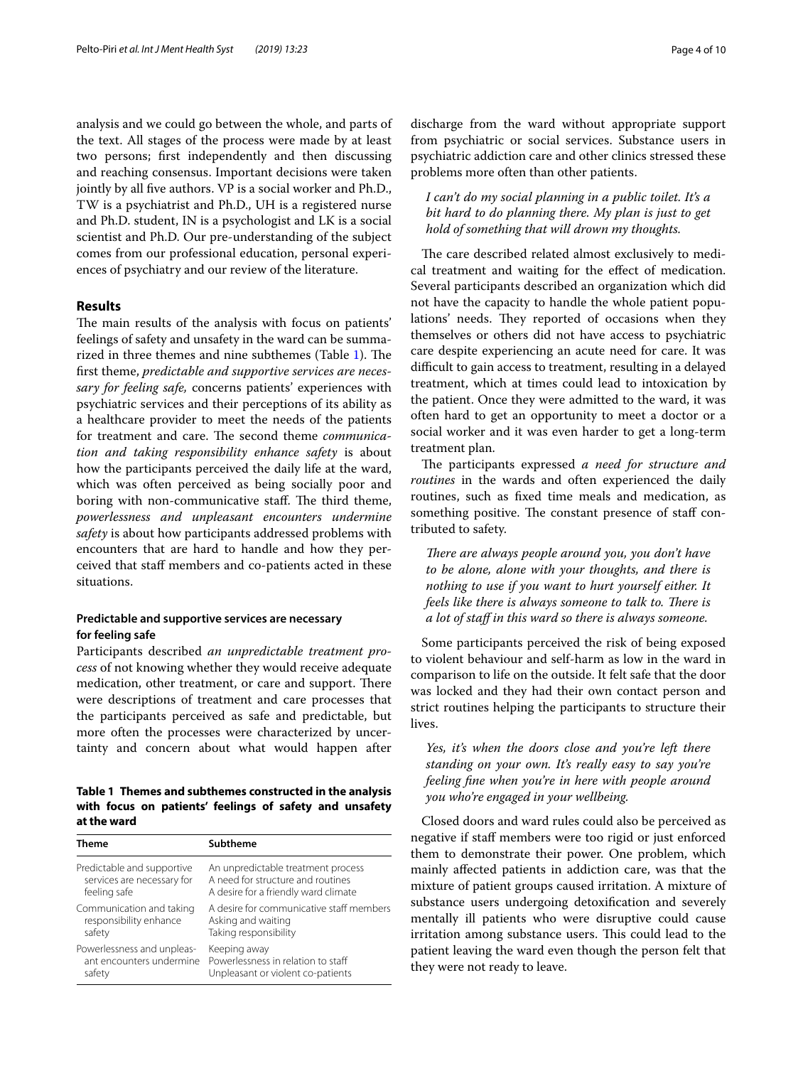analysis and we could go between the whole, and parts of the text. All stages of the process were made by at least two persons; first independently and then discussing and reaching consensus. Important decisions were taken jointly by all five authors. VP is a social worker and Ph.D., TW is a psychiatrist and Ph.D., UH is a registered nurse and Ph.D. student, IN is a psychologist and LK is a social scientist and Ph.D. Our pre-understanding of the subject comes from our professional education, personal experiences of psychiatry and our review of the literature.

## Results

The main results of the analysis with focus on patients' feelings of safety and unsafety in the ward can be summarized in three themes and nine subthemes (Table 1). The first theme, *predictable and supportive services are necessary for feeling safe,* concerns patients' experiences with psychiatric services and their perceptions of its ability as a healthcare provider to meet the needs of the patients for treatment and care. The second theme *communication and taking responsibility enhance safety* is about how the participants perceived the daily life at the ward, which was often perceived as being socially poor and boring with non-communicative staff. The third theme, *powerlessness and unpleasant encounters undermine safety* is about how participants addressed problems with encounters that are hard to handle and how they perceived that staff members and co-patients acted in these situations.

### Predictable and supportive services are necessary for feeling safe

Participants described *an unpredictable treatment process* of not knowing whether they would receive adequate medication, other treatment, or care and support. There were descriptions of treatment and care processes that the participants perceived as safe and predictable, but more often the processes were characterized by uncertainty and concern about what would happen after discharge from the ward without appropriate support from psychiatric or social services. Substance users in psychiatric addiction care and other clinics stressed these problems more often than other patients.

> *I can't do my social planning in a public toilet. It's a bit hard to do planning there. My plan is just to get hold of something that will drown my thoughts.*

The care described related almost exclusively to medical treatment and waiting for the effect of medication. Several participants described an organization which did not have the capacity to handle the whole patient populations' needs. They reported of occasions when they themselves or others did not have access to psychiatric care despite experiencing an acute need for care. It was difficult to gain access to treatment, resulting in a delayed treatment, which at times could lead to intoxication by the patient. Once they were admitted to the ward, it was often hard to get an opportunity to meet a doctor or a social worker and it was even harder to get a long-term treatment plan.

The participants expressed *a need for structure and routines* in the wards and often experienced the daily routines, such as fixed time meals and medication, as something positive. The constant presence of staff contributed to safety.

> *There are always people around you, you don't have to be alone, alone with your thoughts, and there is nothing to use if you want to hurt yourself either. It feels like there is always someone to talk to. There is a lot of staff in this ward so there is always someone.*

Some participants perceived the risk of being exposed to violent behaviour and self-harm as low in the ward in comparison to life on the outside. It felt safe that the door was locked and they had their own contact person and strict routines helping the participants to structure their lives.

> *Yes, it's when the doors close and you're left there standing on your own. It's really easy to say you're feeling fine when you're in here with people around you who're engaged in your wellbeing.*

Closed doors and ward rules could also be perceived as negative if staff members were too rigid or just enforced them to demonstrate their power. One problem, which mainly affected patients in addiction care, was that the mixture of patient groups caused irritation. A mixture of substance users undergoing detoxification and severely mentally ill patients who were disruptive could cause irritation among substance users. This could lead to the patient leaving the ward even though the person felt that they were not ready to leave.

**Table 1 Themes and subthemes constructed in the analysis with focus on patients' feelings of safety and unsafety at the ward**

| Theme | Subtheme |
|---|---|
| Predictable and supportive services are necessary for feeling safe | An unpredictable treatment process<br>A need for structure and routines<br>A desire for a friendly ward climate |
| Communication and taking responsibility enhance safety | A desire for communicative staff members<br>Asking and waiting<br>Taking responsibility |
| Powerlessness and unpleasant encounters undermine safety | Keeping away<br>Powerlessness in relation to staff<br>Unpleasant or violent co-patients |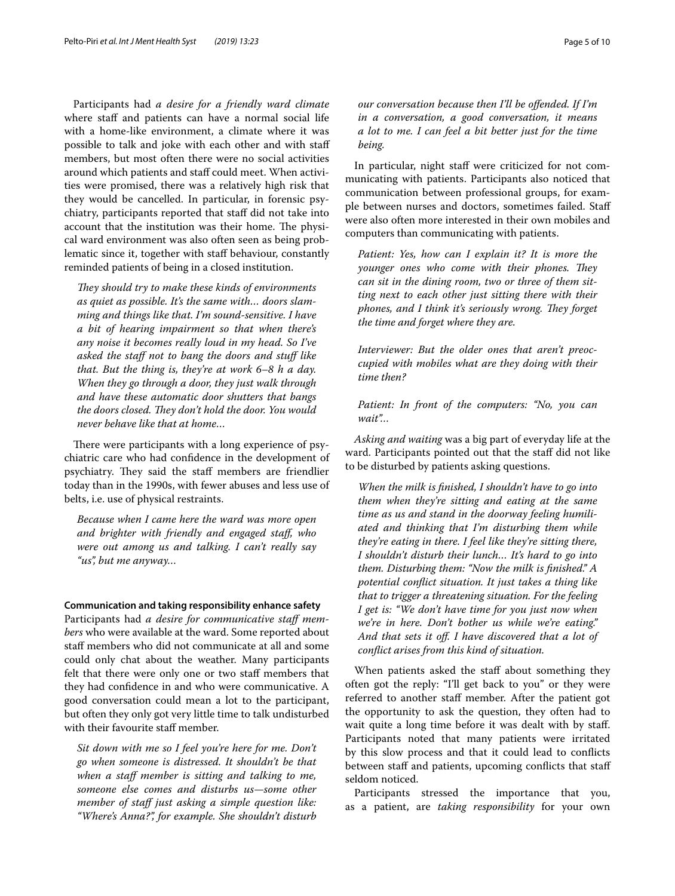Participants had *a desire for a friendly ward climate* where staff and patients can have a normal social life with a home-like environment, a climate where it was possible to talk and joke with each other and with staff members, but most often there were no social activities around which patients and staff could meet. When activities were promised, there was a relatively high risk that they would be cancelled. In particular, in forensic psychiatry, participants reported that staff did not take into account that the institution was their home. The physical ward environment was also often seen as being problematic since it, together with staff behaviour, constantly reminded patients of being in a closed institution.

> *They should try to make these kinds of environments as quiet as possible. It's the same with… doors slamming and things like that. I'm sound-sensitive. I have a bit of hearing impairment so that when there's any noise it becomes really loud in my head. So I've asked the staff not to bang the doors and stuff like that. But the thing is, they're at work 6–8 h a day. When they go through a door, they just walk through and have these automatic door shutters that bangs the doors closed. They don't hold the door. You would never behave like that at home…*

There were participants with a long experience of psychiatric care who had confidence in the development of psychiatry. They said the staff members are friendlier today than in the 1990s, with fewer abuses and less use of belts, i.e. use of physical restraints.

> *Because when I came here the ward was more open and brighter with friendly and engaged staff, who were out among us and talking. I can't really say "us", but me anyway…*

### Communication and taking responsibility enhance safety

Participants had *a desire for communicative staff members* who were available at the ward. Some reported about staff members who did not communicate at all and some could only chat about the weather. Many participants felt that there were only one or two staff members that they had confidence in and who were communicative. A good conversation could mean a lot to the participant, but often they only got very little time to talk undisturbed with their favourite staff member.

> *Sit down with me so I feel you're here for me. Don't go when someone is distressed. It shouldn't be that when a staff member is sitting and talking to me, someone else comes and disturbs us—some other member of staff just asking a simple question like: "Where's Anna?", for example. She shouldn't disturb our conversation because then I'll be offended. If I'm in a conversation, a good conversation, it means a lot to me. I can feel a bit better just for the time being.*

In particular, night staff were criticized for not communicating with patients. Participants also noticed that communication between professional groups, for example between nurses and doctors, sometimes failed. Staff were also often more interested in their own mobiles and computers than communicating with patients.

> *Patient: Yes, how can I explain it? It is more the younger ones who come with their phones. They can sit in the dining room, two or three of them sitting next to each other just sitting there with their phones, and I think it's seriously wrong. They forget the time and forget where they are.*
>
> *Interviewer: But the older ones that aren't preoccupied with mobiles what are they doing with their time then?*
>
> *Patient: In front of the computers: "No, you can wait"…*

*Asking and waiting* was a big part of everyday life at the ward. Participants pointed out that the staff did not like to be disturbed by patients asking questions.

> *When the milk is finished, I shouldn't have to go into them when they're sitting and eating at the same time as us and stand in the doorway feeling humiliated and thinking that I'm disturbing them while they're eating in there. I feel like they're sitting there, I shouldn't disturb their lunch… It's hard to go into them. Disturbing them: "Now the milk is finished." A potential conflict situation. It just takes a thing like that to trigger a threatening situation. For the feeling I get is: "We don't have time for you just now when we're in here. Don't bother us while we're eating." And that sets it off. I have discovered that a lot of conflict arises from this kind of situation.*

When patients asked the staff about something they often got the reply: "I'll get back to you" or they were referred to another staff member. After the patient got the opportunity to ask the question, they often had to wait quite a long time before it was dealt with by staff. Participants noted that many patients were irritated by this slow process and that it could lead to conflicts between staff and patients, upcoming conflicts that staff seldom noticed.

Participants stressed the importance that you, as a patient, are *taking responsibility* for your own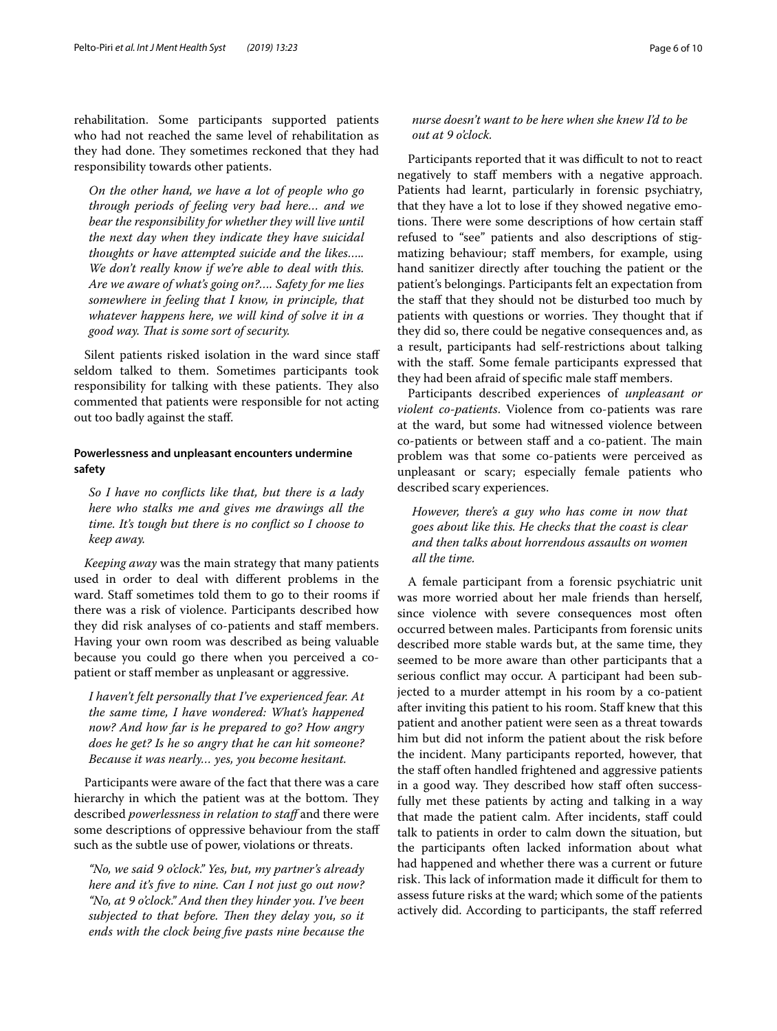rehabilitation. Some participants supported patients who had not reached the same level of rehabilitation as they had done. They sometimes reckoned that they had responsibility towards other patients.

> *On the other hand, we have a lot of people who go through periods of feeling very bad here... and we bear the responsibility for whether they will live until the next day when they indicate they have suicidal thoughts or have attempted suicide and the likes..... We don't really know if we're able to deal with this. Are we aware of what's going on?.... Safety for me lies somewhere in feeling that I know, in principle, that whatever happens here, we will kind of solve it in a good way. That is some sort of security.*

Silent patients risked isolation in the ward since staff seldom talked to them. Sometimes participants took responsibility for talking with these patients. They also commented that patients were responsible for not acting out too badly against the staff.

### Powerlessness and unpleasant encounters undermine safety

> *So I have no conflicts like that, but there is a lady here who stalks me and gives me drawings all the time. It's tough but there is no conflict so I choose to keep away.*

*Keeping away* was the main strategy that many patients used in order to deal with different problems in the ward. Staff sometimes told them to go to their rooms if there was a risk of violence. Participants described how they did risk analyses of co-patients and staff members. Having your own room was described as being valuable because you could go there when you perceived a co-patient or staff member as unpleasant or aggressive.

> *I haven't felt personally that I've experienced fear. At the same time, I have wondered: What's happened now? And how far is he prepared to go? How angry does he get? Is he so angry that he can hit someone? Because it was nearly... yes, you become hesitant.*

Participants were aware of the fact that there was a care hierarchy in which the patient was at the bottom. They described *powerlessness in relation to staff* and there were some descriptions of oppressive behaviour from the staff such as the subtle use of power, violations or threats.

> *"No, we said 9 o'clock." Yes, but, my partner's already here and it's five to nine. Can I not just go out now? "No, at 9 o'clock." And then they hinder you. I've been subjected to that before. Then they delay you, so it ends with the clock being five pasts nine because the nurse doesn't want to be here when she knew I'd to be out at 9 o'clock.*

Participants reported that it was difficult to not to react negatively to staff members with a negative approach. Patients had learnt, particularly in forensic psychiatry, that they have a lot to lose if they showed negative emotions. There were some descriptions of how certain staff refused to "see" patients and also descriptions of stigmatizing behaviour; staff members, for example, using hand sanitizer directly after touching the patient or the patient's belongings. Participants felt an expectation from the staff that they should not be disturbed too much by patients with questions or worries. They thought that if they did so, there could be negative consequences and, as a result, participants had self-restrictions about talking with the staff. Some female participants expressed that they had been afraid of specific male staff members.

Participants described experiences of *unpleasant or violent co-patients*. Violence from co-patients was rare at the ward, but some had witnessed violence between co-patients or between staff and a co-patient. The main problem was that some co-patients were perceived as unpleasant or scary; especially female patients who described scary experiences.

> *However, there's a guy who has come in now that goes about like this. He checks that the coast is clear and then talks about horrendous assaults on women all the time.*

A female participant from a forensic psychiatric unit was more worried about her male friends than herself, since violence with severe consequences most often occurred between males. Participants from forensic units described more stable wards but, at the same time, they seemed to be more aware than other participants that a serious conflict may occur. A participant had been subjected to a murder attempt in his room by a co-patient after inviting this patient to his room. Staff knew that this patient and another patient were seen as a threat towards him but did not inform the patient about the risk before the incident. Many participants reported, however, that the staff often handled frightened and aggressive patients in a good way. They described how staff often successfully met these patients by acting and talking in a way that made the patient calm. After incidents, staff could talk to patients in order to calm down the situation, but the participants often lacked information about what had happened and whether there was a current or future risk. This lack of information made it difficult for them to assess future risks at the ward; which some of the patients actively did. According to participants, the staff referred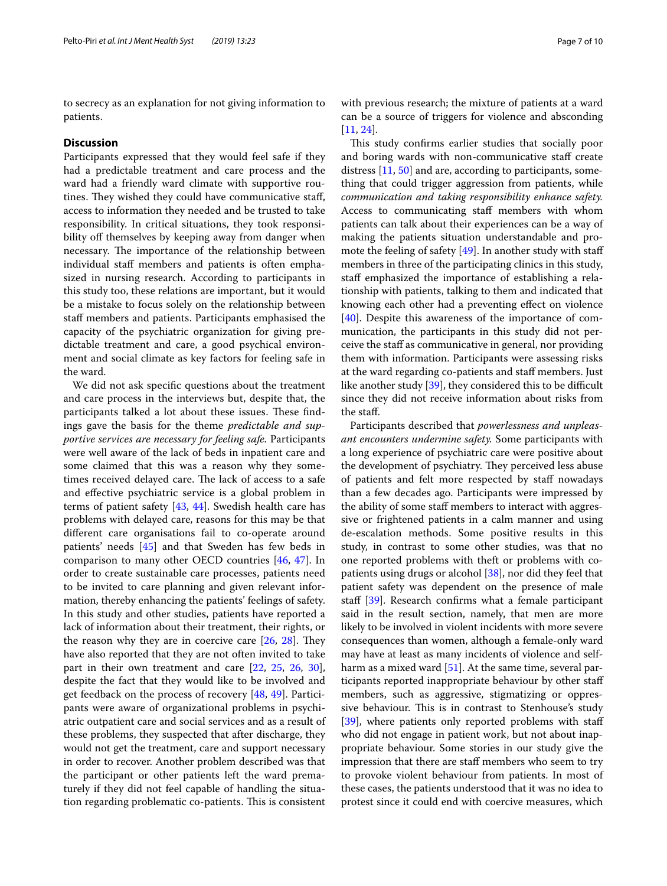to secrecy as an explanation for not giving information to patients.

## Discussion

Participants expressed that they would feel safe if they had a predictable treatment and care process and the ward had a friendly ward climate with supportive routines. They wished they could have communicative staff, access to information they needed and be trusted to take responsibility. In critical situations, they took responsibility off themselves by keeping away from danger when necessary. The importance of the relationship between individual staff members and patients is often emphasized in nursing research. According to participants in this study too, these relations are important, but it would be a mistake to focus solely on the relationship between staff members and patients. Participants emphasised the capacity of the psychiatric organization for giving predictable treatment and care, a good psychical environment and social climate as key factors for feeling safe in the ward.

We did not ask specific questions about the treatment and care process in the interviews but, despite that, the participants talked a lot about these issues. These findings gave the basis for the theme *predictable and supportive services are necessary for feeling safe.* Participants were well aware of the lack of beds in inpatient care and some claimed that this was a reason why they sometimes received delayed care. The lack of access to a safe and effective psychiatric service is a global problem in terms of patient safety [43, 44]. Swedish health care has problems with delayed care, reasons for this may be that different care organisations fail to co-operate around patients' needs [45] and that Sweden has few beds in comparison to many other OECD countries [46, 47]. In order to create sustainable care processes, patients need to be invited to care planning and given relevant information, thereby enhancing the patients' feelings of safety. In this study and other studies, patients have reported a lack of information about their treatment, their rights, or the reason why they are in coercive care [26, 28]. They have also reported that they are not often invited to take part in their own treatment and care [22, 25, 26, 30], despite the fact that they would like to be involved and get feedback on the process of recovery [48, 49]. Participants were aware of organizational problems in psychiatric outpatient care and social services and as a result of these problems, they suspected that after discharge, they would not get the treatment, care and support necessary in order to recover. Another problem described was that the participant or other patients left the ward prematurely if they did not feel capable of handling the situation regarding problematic co-patients. This is consistent with previous research; the mixture of patients at a ward can be a source of triggers for violence and absconding [11, 24].

This study confirms earlier studies that socially poor and boring wards with non-communicative staff create distress [11, 50] and are, according to participants, something that could trigger aggression from patients, while *communication and taking responsibility enhance safety.* Access to communicating staff members with whom patients can talk about their experiences can be a way of making the patients situation understandable and promote the feeling of safety [49]. In another study with staff members in three of the participating clinics in this study, staff emphasized the importance of establishing a relationship with patients, talking to them and indicated that knowing each other had a preventing effect on violence [40]. Despite this awareness of the importance of communication, the participants in this study did not perceive the staff as communicative in general, nor providing them with information. Participants were assessing risks at the ward regarding co-patients and staff members. Just like another study [39], they considered this to be difficult since they did not receive information about risks from the staff.

Participants described that *powerlessness and unpleasant encounters undermine safety.* Some participants with a long experience of psychiatric care were positive about the development of psychiatry. They perceived less abuse of patients and felt more respected by staff nowadays than a few decades ago. Participants were impressed by the ability of some staff members to interact with aggressive or frightened patients in a calm manner and using de-escalation methods. Some positive results in this study, in contrast to some other studies, was that no one reported problems with theft or problems with co-patients using drugs or alcohol [38], nor did they feel that patient safety was dependent on the presence of male staff [39]. Research confirms what a female participant said in the result section, namely, that men are more likely to be involved in violent incidents with more severe consequences than women, although a female-only ward may have at least as many incidents of violence and self-harm as a mixed ward [51]. At the same time, several participants reported inappropriate behaviour by other staff members, such as aggressive, stigmatizing or oppressive behaviour. This is in contrast to Stenhouse's study [39], where patients only reported problems with staff who did not engage in patient work, but not about inappropriate behaviour. Some stories in our study give the impression that there are staff members who seem to try to provoke violent behaviour from patients. In most of these cases, the patients understood that it was no idea to protest since it could end with coercive measures, which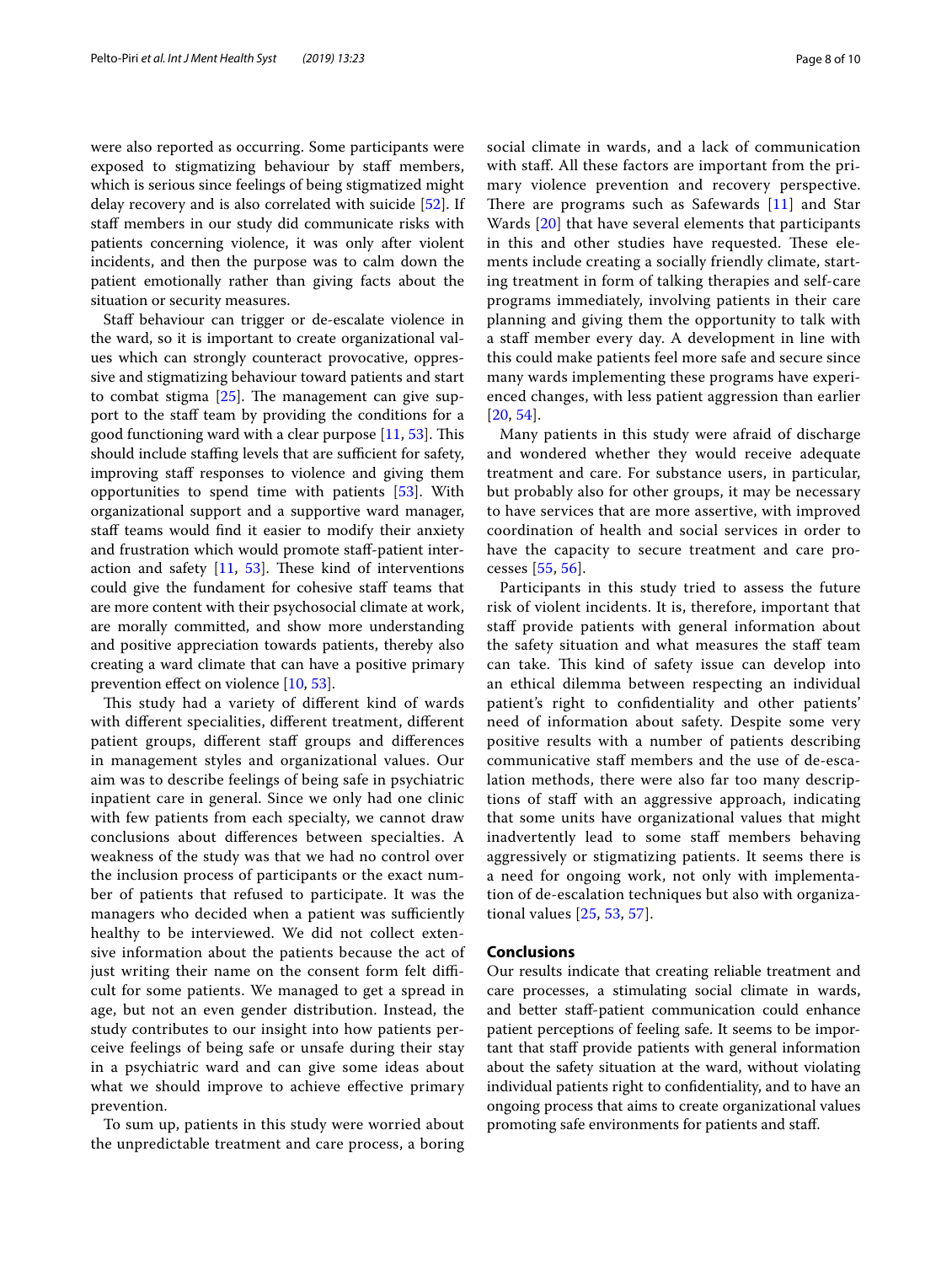were also reported as occurring. Some participants were exposed to stigmatizing behaviour by staff members, which is serious since feelings of being stigmatized might delay recovery and is also correlated with suicide [52]. If staff members in our study did communicate risks with patients concerning violence, it was only after violent incidents, and then the purpose was to calm down the patient emotionally rather than giving facts about the situation or security measures.

Staff behaviour can trigger or de-escalate violence in the ward, so it is important to create organizational values which can strongly counteract provocative, oppressive and stigmatizing behaviour toward patients and start to combat stigma [25]. The management can give support to the staff team by providing the conditions for a good functioning ward with a clear purpose [11, 53]. This should include staffing levels that are sufficient for safety, improving staff responses to violence and giving them opportunities to spend time with patients [53]. With organizational support and a supportive ward manager, staff teams would find it easier to modify their anxiety and frustration which would promote staff-patient interaction and safety [11, 53]. These kind of interventions could give the fundament for cohesive staff teams that are more content with their psychosocial climate at work, are morally committed, and show more understanding and positive appreciation towards patients, thereby also creating a ward climate that can have a positive primary prevention effect on violence [10, 53].

This study had a variety of different kind of wards with different specialities, different treatment, different patient groups, different staff groups and differences in management styles and organizational values. Our aim was to describe feelings of being safe in psychiatric inpatient care in general. Since we only had one clinic with few patients from each specialty, we cannot draw conclusions about differences between specialties. A weakness of the study was that we had no control over the inclusion process of participants or the exact number of patients that refused to participate. It was the managers who decided when a patient was sufficiently healthy to be interviewed. We did not collect extensive information about the patients because the act of just writing their name on the consent form felt difficult for some patients. We managed to get a spread in age, but not an even gender distribution. Instead, the study contributes to our insight into how patients perceive feelings of being safe or unsafe during their stay in a psychiatric ward and can give some ideas about what we should improve to achieve effective primary prevention.

To sum up, patients in this study were worried about the unpredictable treatment and care process, a boring social climate in wards, and a lack of communication with staff. All these factors are important from the primary violence prevention and recovery perspective. There are programs such as Safewards [11] and Star Wards [20] that have several elements that participants in this and other studies have requested. These elements include creating a socially friendly climate, starting treatment in form of talking therapies and self-care programs immediately, involving patients in their care planning and giving them the opportunity to talk with a staff member every day. A development in line with this could make patients feel more safe and secure since many wards implementing these programs have experienced changes, with less patient aggression than earlier [20, 54].

Many patients in this study were afraid of discharge and wondered whether they would receive adequate treatment and care. For substance users, in particular, but probably also for other groups, it may be necessary to have services that are more assertive, with improved coordination of health and social services in order to have the capacity to secure treatment and care processes [55, 56].

Participants in this study tried to assess the future risk of violent incidents. It is, therefore, important that staff provide patients with general information about the safety situation and what measures the staff team can take. This kind of safety issue can develop into an ethical dilemma between respecting an individual patient's right to confidentiality and other patients' need of information about safety. Despite some very positive results with a number of patients describing communicative staff members and the use of de-escalation methods, there were also far too many descriptions of staff with an aggressive approach, indicating that some units have organizational values that might inadvertently lead to some staff members behaving aggressively or stigmatizing patients. It seems there is a need for ongoing work, not only with implementation of de-escalation techniques but also with organizational values [25, 53, 57].

## Conclusions

Our results indicate that creating reliable treatment and care processes, a stimulating social climate in wards, and better staff-patient communication could enhance patient perceptions of feeling safe. It seems to be important that staff provide patients with general information about the safety situation at the ward, without violating individual patients right to confidentiality, and to have an ongoing process that aims to create organizational values promoting safe environments for patients and staff.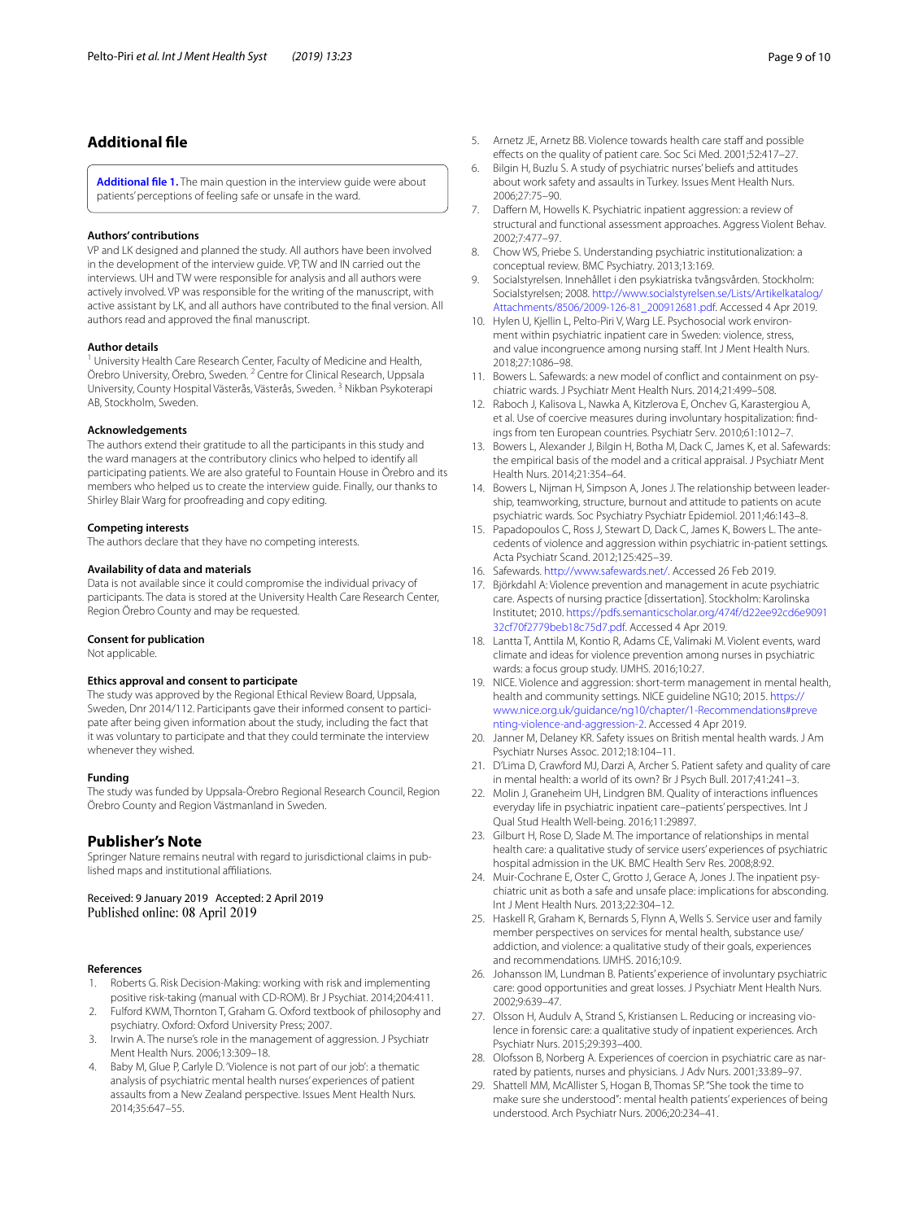## Additional file

**Additional file 1.** The main question in the interview guide were about patients' perceptions of feeling safe or unsafe in the ward.

### Authors' contributions

VP and LK designed and planned the study. All authors have been involved in the development of the interview guide. VP, TW and IN carried out the interviews. UH and TW were responsible for analysis and all authors were actively involved. VP was responsible for the writing of the manuscript, with active assistant by LK, and all authors have contributed to the final version. All authors read and approved the final manuscript.

### Author details

[1] University Health Care Research Center, Faculty of Medicine and Health, Örebro University, Örebro, Sweden. [2] Centre for Clinical Research, Uppsala University, County Hospital Västerås, Västerås, Sweden. [3] Nikban Psykoterapi AB, Stockholm, Sweden.

### Acknowledgements

The authors extend their gratitude to all the participants in this study and the ward managers at the contributory clinics who helped to identify all participating patients. We are also grateful to Fountain House in Örebro and its members who helped us to create the interview guide. Finally, our thanks to Shirley Blair Warg for proofreading and copy editing.

### Competing interests

The authors declare that they have no competing interests.

### Availability of data and materials

Data is not available since it could compromise the individual privacy of participants. The data is stored at the University Health Care Research Center, Region Örebro County and may be requested.

### Consent for publication

Not applicable.

### Ethics approval and consent to participate

The study was approved by the Regional Ethical Review Board, Uppsala, Sweden, Dnr 2014/112. Participants gave their informed consent to participate after being given information about the study, including the fact that it was voluntary to participate and that they could terminate the interview whenever they wished.

### Funding

The study was funded by Uppsala-Örebro Regional Research Council, Region Örebro County and Region Västmanland in Sweden.

## Publisher's Note

Springer Nature remains neutral with regard to jurisdictional claims in published maps and institutional affiliations.

Received: 9 January 2019 Accepted: 2 April 2019
Published online: 08 April 2019

### References

1. Roberts G. Risk Decision-Making: working with risk and implementing positive risk-taking (manual with CD-ROM). Br J Psychiat. 2014;204:411.
2. Fulford KWM, Thornton T, Graham G. Oxford textbook of philosophy and psychiatry. Oxford: Oxford University Press; 2007.
3. Irwin A. The nurse's role in the management of aggression. J Psychiatr Ment Health Nurs. 2006;13:309–18.
4. Baby M, Glue P, Carlyle D. 'Violence is not part of our job': a thematic analysis of psychiatric mental health nurses' experiences of patient assaults from a New Zealand perspective. Issues Ment Health Nurs. 2014;35:647–55.
5. Arnetz JE, Arnetz BB. Violence towards health care staff and possible effects on the quality of patient care. Soc Sci Med. 2001;52:417–27.
6. Bilgin H, Buzlu S. A study of psychiatric nurses' beliefs and attitudes about work safety and assaults in Turkey. Issues Ment Health Nurs. 2006;27:75–90.
7. Daffern M, Howells K. Psychiatric inpatient aggression: a review of structural and functional assessment approaches. Aggress Violent Behav. 2002;7:477–97.
8. Chow WS, Priebe S. Understanding psychiatric institutionalization: a conceptual review. BMC Psychiatry. 2013;13:169.
9. Socialstyrelsen. Innehållet i den psykiatriska tvångsvården. Stockholm: Socialstyrelsen; 2008. http://www.socialstyrelsen.se/Lists/Artikelkatalog/Attachments/8506/2009-126-81_200912681.pdf. Accessed 4 Apr 2019.
10. Hylen U, Kjellin L, Pelto-Piri V, Warg LE. Psychosocial work environment within psychiatric inpatient care in Sweden: violence, stress, and value incongruence among nursing staff. Int J Ment Health Nurs. 2018;27:1086–98.
11. Bowers L. Safewards: a new model of conflict and containment on psychiatric wards. J Psychiatr Ment Health Nurs. 2014;21:499–508.
12. Raboch J, Kalisova L, Nawka A, Kitzlerova E, Onchev G, Karastergiou A, et al. Use of coercive measures during involuntary hospitalization: findings from ten European countries. Psychiatr Serv. 2010;61:1012–7.
13. Bowers L, Alexander J, Bilgin H, Botha M, Dack C, James K, et al. Safewards: the empirical basis of the model and a critical appraisal. J Psychiatr Ment Health Nurs. 2014;21:354–64.
14. Bowers L, Nijman H, Simpson A, Jones J. The relationship between leadership, teamworking, structure, burnout and attitude to patients on acute psychiatric wards. Soc Psychiatry Psychiatr Epidemiol. 2011;46:143–8.
15. Papadopoulos C, Ross J, Stewart D, Dack C, James K, Bowers L. The antecedents of violence and aggression within psychiatric in-patient settings. Acta Psychiatr Scand. 2012;125:425–39.
16. Safewards. http://www.safewards.net/. Accessed 26 Feb 2019.
17. Björkdahl A: Violence prevention and management in acute psychiatric care. Aspects of nursing practice [dissertation]. Stockholm: Karolinska Institutet; 2010. https://pdfs.semanticscholar.org/474f/d22ee92cd6e9091 32cf70f2779beb18c75d7.pdf. Accessed 4 Apr 2019.
18. Lantta T, Anttila M, Kontio R, Adams CE, Valimaki M. Violent events, ward climate and ideas for violence prevention among nurses in psychiatric wards: a focus group study. IJMHS. 2016;10:27.
19. NICE. Violence and aggression: short-term management in mental health, health and community settings. NICE guideline NG10; 2015. https://www.nice.org.uk/guidance/ng10/chapter/1-Recommendations#preventing-violence-and-aggression-2. Accessed 4 Apr 2019.
20. Janner M, Delaney KR. Safety issues on British mental health wards. J Am Psychiatr Nurses Assoc. 2012;18:104–11.
21. D'Lima D, Crawford MJ, Darzi A, Archer S. Patient safety and quality of care in mental health: a world of its own? Br J Psych Bull. 2017;41:241–3.
22. Molin J, Graneheim UH, Lindgren BM. Quality of interactions influences everyday life in psychiatric inpatient care–patients' perspectives. Int J Qual Stud Health Well-being. 2016;11:29897.
23. Gilburt H, Rose D, Slade M. The importance of relationships in mental health care: a qualitative study of service users' experiences of psychiatric hospital admission in the UK. BMC Health Serv Res. 2008;8:92.
24. Muir-Cochrane E, Oster C, Grotto J, Gerace A, Jones J. The inpatient psychiatric unit as both a safe and unsafe place: implications for absconding. Int J Ment Health Nurs. 2013;22:304–12.
25. Haskell R, Graham K, Bernards S, Flynn A, Wells S. Service user and family member perspectives on services for mental health, substance use/addiction, and violence: a qualitative study of their goals, experiences and recommendations. IJMHS. 2016;10:9.
26. Johansson IM, Lundman B. Patients' experience of involuntary psychiatric care: good opportunities and great losses. J Psychiatr Ment Health Nurs. 2002;9:639–47.
27. Olsson H, Audulv A, Strand S, Kristiansen L. Reducing or increasing violence in forensic care: a qualitative study of inpatient experiences. Arch Psychiatr Nurs. 2015;29:393–400.
28. Olofsson B, Norberg A. Experiences of coercion in psychiatric care as narrated by patients, nurses and physicians. J Adv Nurs. 2001;33:89–97.
29. Shattell MM, McAllister S, Hogan B, Thomas SP. "She took the time to make sure she understood": mental health patients' experiences of being understood. Arch Psychiatr Nurs. 2006;20:234–41.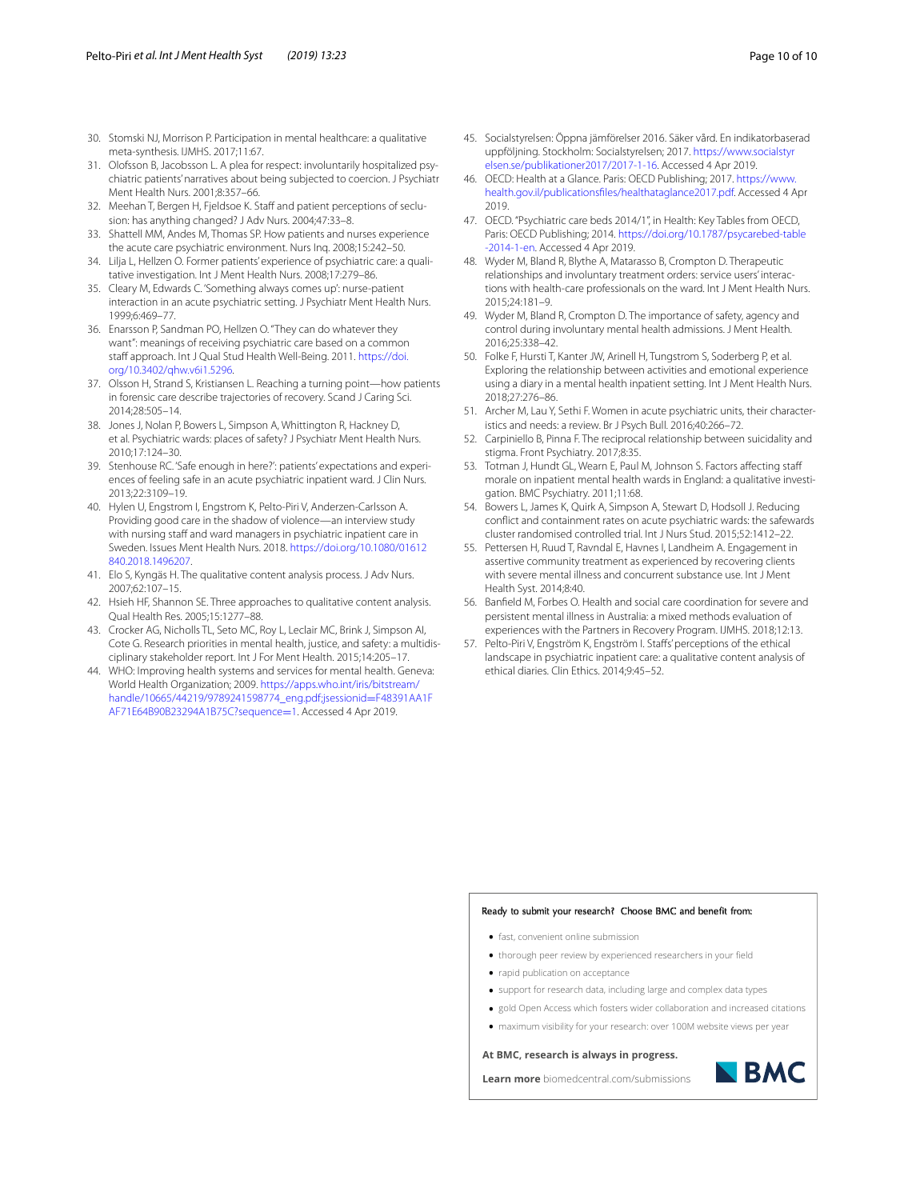30. Stomski NJ, Morrison P. Participation in mental healthcare: a qualitative meta-synthesis. IJMHS. 2017;11:67.
31. Olofsson B, Jacobsson L. A plea for respect: involuntarily hospitalized psychiatric patients' narratives about being subjected to coercion. J Psychiatr Ment Health Nurs. 2001;8:357–66.
32. Meehan T, Bergen H, Fjeldsoe K. Staff and patient perceptions of seclusion: has anything changed? J Adv Nurs. 2004;47:33–8.
33. Shattell MM, Andes M, Thomas SP. How patients and nurses experience the acute care psychiatric environment. Nurs Inq. 2008;15:242–50.
34. Lilja L, Hellzen O. Former patients' experience of psychiatric care: a qualitative investigation. Int J Ment Health Nurs. 2008;17:279–86.
35. Cleary M, Edwards C. 'Something always comes up': nurse-patient interaction in an acute psychiatric setting. J Psychiatr Ment Health Nurs. 1999;6:469–77.
36. Enarsson P, Sandman PO, Hellzen O. "They can do whatever they want": meanings of receiving psychiatric care based on a common staff approach. Int J Qual Stud Health Well-Being. 2011. https://doi.org/10.3402/qhw.v6i1.5296.
37. Olsson H, Strand S, Kristiansen L. Reaching a turning point—how patients in forensic care describe trajectories of recovery. Scand J Caring Sci. 2014;28:505–14.
38. Jones J, Nolan P, Bowers L, Simpson A, Whittington R, Hackney D, et al. Psychiatric wards: places of safety? J Psychiatr Ment Health Nurs. 2010;17:124–30.
39. Stenhouse RC. 'Safe enough in here?': patients' expectations and experiences of feeling safe in an acute psychiatric inpatient ward. J Clin Nurs. 2013;22:3109–19.
40. Hylen U, Engstrom I, Engstrom K, Pelto-Piri V, Anderzen-Carlsson A. Providing good care in the shadow of violence—an interview study with nursing staff and ward managers in psychiatric inpatient care in Sweden. Issues Ment Health Nurs. 2018. https://doi.org/10.1080/01612840.2018.1496207.
41. Elo S, Kyngäs H. The qualitative content analysis process. J Adv Nurs. 2007;62:107–15.
42. Hsieh HF, Shannon SE. Three approaches to qualitative content analysis. Qual Health Res. 2005;15:1277–88.
43. Crocker AG, Nicholls TL, Seto MC, Roy L, Leclair MC, Brink J, Simpson AI, Cote G. Research priorities in mental health, justice, and safety: a multidisciplinary stakeholder report. Int J For Ment Health. 2015;14:205–17.
44. WHO: Improving health systems and services for mental health. Geneva: World Health Organization; 2009. https://apps.who.int/iris/bitstream/handle/10665/44219/9789241598774_eng.pdf;jsessionid=F48391AA1FAF71E64B90B23294A1B75C?sequence=1. Accessed 4 Apr 2019.
45. Socialstyrelsen: Öppna jämförelser 2016. Säker vård. En indikatorbaserad uppföljning. Stockholm: Socialstyrelsen; 2017. https://www.socialstyrelsen.se/publikationer2017/2017-1-16. Accessed 4 Apr 2019.
46. OECD: Health at a Glance. Paris: OECD Publishing; 2017. https://www.health.gov.il/publicationsfiles/healthataglance2017.pdf. Accessed 4 Apr 2019.
47. OECD. "Psychiatric care beds 2014/1", in Health: Key Tables from OECD, Paris: OECD Publishing; 2014. https://doi.org/10.1787/psycarebed-table-2014-1-en. Accessed 4 Apr 2019.
48. Wyder M, Bland R, Blythe A, Matarasso B, Crompton D. Therapeutic relationships and involuntary treatment orders: service users' interactions with health-care professionals on the ward. Int J Ment Health Nurs. 2015;24:181–9.
49. Wyder M, Bland R, Crompton D. The importance of safety, agency and control during involuntary mental health admissions. J Ment Health. 2016;25:338–42.
50. Folke F, Hursti T, Kanter JW, Arinell H, Tungstrom S, Soderberg P, et al. Exploring the relationship between activities and emotional experience using a diary in a mental health inpatient setting. Int J Ment Health Nurs. 2018;27:276–86.
51. Archer M, Lau Y, Sethi F. Women in acute psychiatric units, their characteristics and needs: a review. Br J Psych Bull. 2016;40:266–72.
52. Carpiniello B, Pinna F. The reciprocal relationship between suicidality and stigma. Front Psychiatry. 2017;8:35.
53. Totman J, Hundt GL, Wearn E, Paul M, Johnson S. Factors affecting staff morale on inpatient mental health wards in England: a qualitative investigation. BMC Psychiatry. 2011;11:68.
54. Bowers L, James K, Quirk A, Simpson A, Stewart D, Hodsoll J. Reducing conflict and containment rates on acute psychiatric wards: the safewards cluster randomised controlled trial. Int J Nurs Stud. 2015;52:1412–22.
55. Pettersen H, Ruud T, Ravndal E, Havnes I, Landheim A. Engagement in assertive community treatment as experienced by recovering clients with severe mental illness and concurrent substance use. Int J Ment Health Syst. 2014;8:40.
56. Banfield M, Forbes O. Health and social care coordination for severe and persistent mental illness in Australia: a mixed methods evaluation of experiences with the Partners in Recovery Program. IJMHS. 2018;12:13.
57. Pelto-Piri V, Engström K, Engström I. Staffs' perceptions of the ethical landscape in psychiatric inpatient care: a qualitative content analysis of ethical diaries. Clin Ethics. 2014;9:45–52.

Ready to submit your research? Choose BMC and benefit from:

- fast, convenient online submission
- thorough peer review by experienced researchers in your field
- rapid publication on acceptance
- support for research data, including large and complex data types
- gold Open Access which fosters wider collaboration and increased citations
- maximum visibility for your research: over 100M website views per year

**At BMC, research is always in progress.**

**Learn more** biomedcentral.com/submissions

BMC